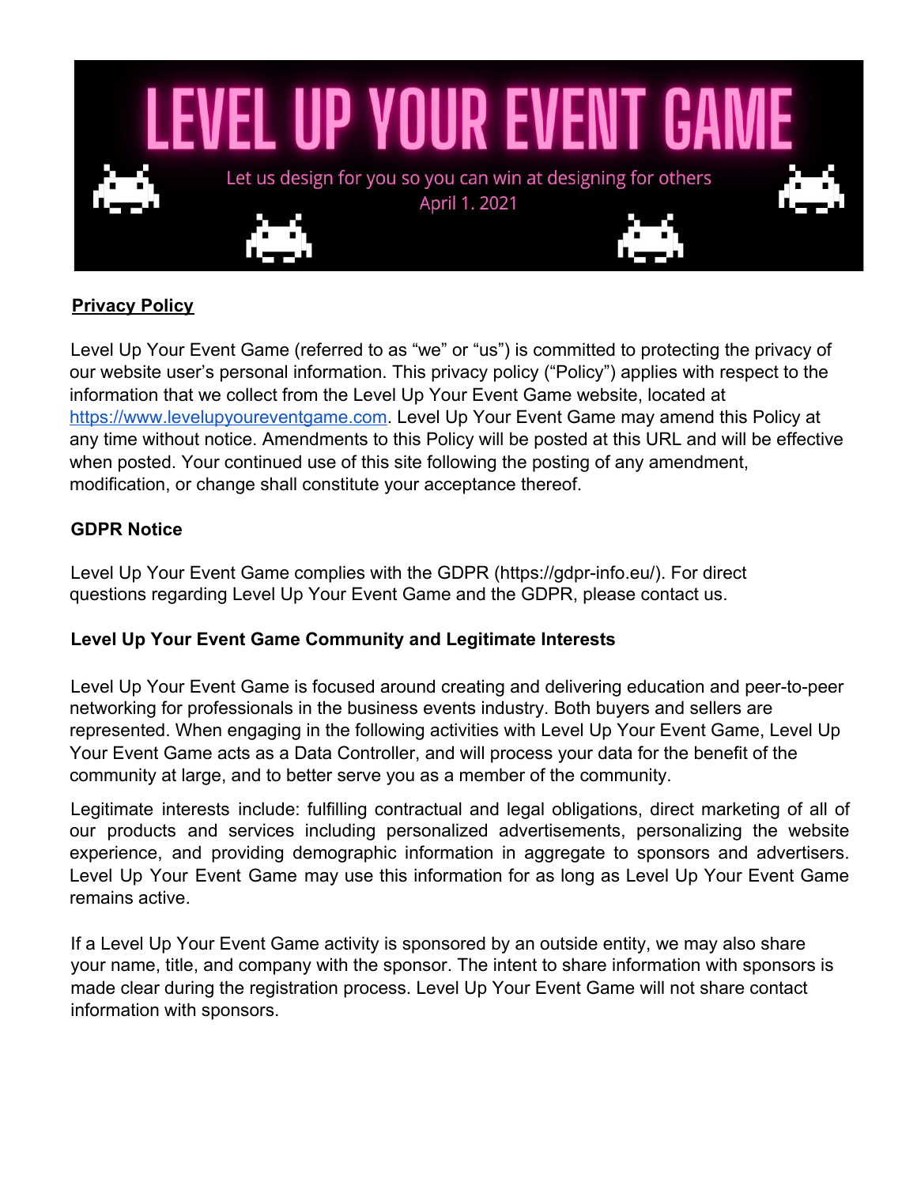# LEVEL UP YOUR EVENT GAME

Let us design for you so you can win at designing for others
April 1. 2021

**Privacy Policy**

Level Up Your Event Game (referred to as "we" or "us") is committed to protecting the privacy of our website user's personal information. This privacy policy ("Policy") applies with respect to the information that we collect from the Level Up Your Event Game website, located at https://www.levelupyoureventgame.com. Level Up Your Event Game may amend this Policy at any time without notice. Amendments to this Policy will be posted at this URL and will be effective when posted. Your continued use of this site following the posting of any amendment, modification, or change shall constitute your acceptance thereof.

**GDPR Notice**

Level Up Your Event Game complies with the GDPR (https://gdpr-info.eu/). For direct questions regarding Level Up Your Event Game and the GDPR, please contact us.

**Level Up Your Event Game Community and Legitimate Interests**

Level Up Your Event Game is focused around creating and delivering education and peer-to-peer networking for professionals in the business events industry. Both buyers and sellers are represented. When engaging in the following activities with Level Up Your Event Game, Level Up Your Event Game acts as a Data Controller, and will process your data for the benefit of the community at large, and to better serve you as a member of the community.

Legitimate interests include: fulfilling contractual and legal obligations, direct marketing of all of our products and services including personalized advertisements, personalizing the website experience, and providing demographic information in aggregate to sponsors and advertisers. Level Up Your Event Game may use this information for as long as Level Up Your Event Game remains active.

If a Level Up Your Event Game activity is sponsored by an outside entity, we may also share your name, title, and company with the sponsor. The intent to share information with sponsors is made clear during the registration process. Level Up Your Event Game will not share contact information with sponsors.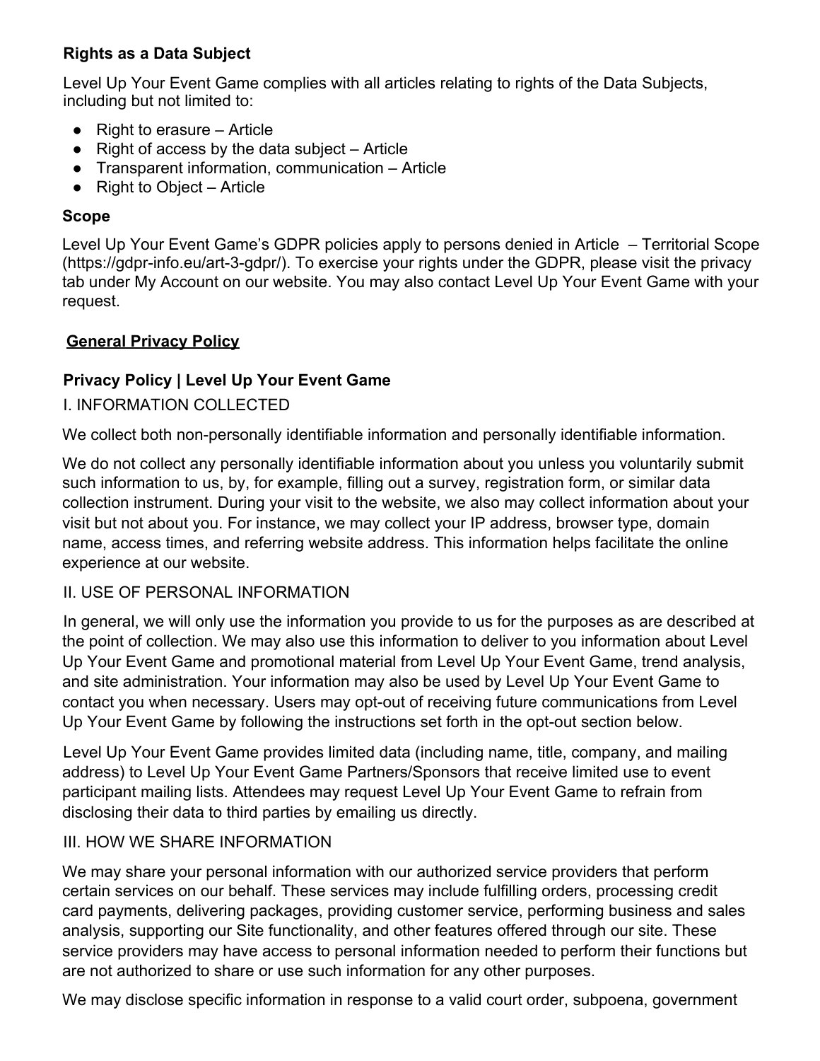### Rights as a Data Subject

Level Up Your Event Game complies with all articles relating to rights of the Data Subjects, including but not limited to:

- Right to erasure – Article
- Right of access by the data subject – Article
- Transparent information, communication – Article
- Right to Object – Article

### Scope

Level Up Your Event Game's GDPR policies apply to persons denied in Article – Territorial Scope (https://gdpr-info.eu/art-3-gdpr/). To exercise your rights under the GDPR, please visit the privacy tab under My Account on our website. You may also contact Level Up Your Event Game with your request.

## General Privacy Policy

### Privacy Policy | Level Up Your Event Game

I. INFORMATION COLLECTED

We collect both non-personally identifiable information and personally identifiable information.

We do not collect any personally identifiable information about you unless you voluntarily submit such information to us, by, for example, filling out a survey, registration form, or similar data collection instrument. During your visit to the website, we also may collect information about your visit but not about you. For instance, we may collect your IP address, browser type, domain name, access times, and referring website address. This information helps facilitate the online experience at our website.

II. USE OF PERSONAL INFORMATION

In general, we will only use the information you provide to us for the purposes as are described at the point of collection. We may also use this information to deliver to you information about Level Up Your Event Game and promotional material from Level Up Your Event Game, trend analysis, and site administration. Your information may also be used by Level Up Your Event Game to contact you when necessary. Users may opt-out of receiving future communications from Level Up Your Event Game by following the instructions set forth in the opt-out section below.

Level Up Your Event Game provides limited data (including name, title, company, and mailing address) to Level Up Your Event Game Partners/Sponsors that receive limited use to event participant mailing lists. Attendees may request Level Up Your Event Game to refrain from disclosing their data to third parties by emailing us directly.

III. HOW WE SHARE INFORMATION

We may share your personal information with our authorized service providers that perform certain services on our behalf. These services may include fulfilling orders, processing credit card payments, delivering packages, providing customer service, performing business and sales analysis, supporting our Site functionality, and other features offered through our site. These service providers may have access to personal information needed to perform their functions but are not authorized to share or use such information for any other purposes.

We may disclose specific information in response to a valid court order, subpoena, government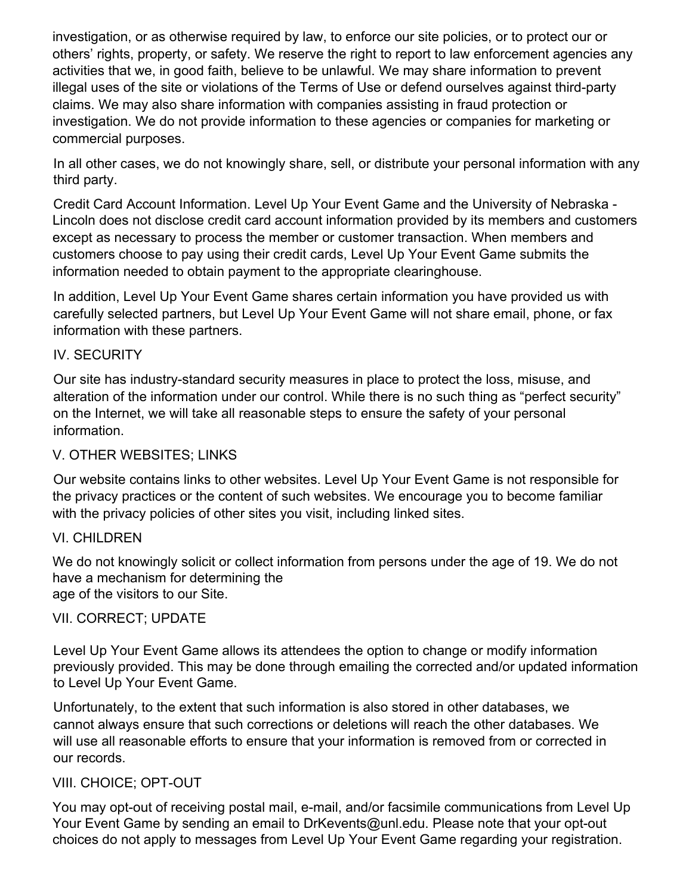investigation, or as otherwise required by law, to enforce our site policies, or to protect our or others' rights, property, or safety. We reserve the right to report to law enforcement agencies any activities that we, in good faith, believe to be unlawful. We may share information to prevent illegal uses of the site or violations of the Terms of Use or defend ourselves against third-party claims. We may also share information with companies assisting in fraud protection or investigation. We do not provide information to these agencies or companies for marketing or commercial purposes.

In all other cases, we do not knowingly share, sell, or distribute your personal information with any third party.

Credit Card Account Information. Level Up Your Event Game and the University of Nebraska - Lincoln does not disclose credit card account information provided by its members and customers except as necessary to process the member or customer transaction. When members and customers choose to pay using their credit cards, Level Up Your Event Game submits the information needed to obtain payment to the appropriate clearinghouse.

In addition, Level Up Your Event Game shares certain information you have provided us with carefully selected partners, but Level Up Your Event Game will not share email, phone, or fax information with these partners.

## IV. SECURITY

Our site has industry-standard security measures in place to protect the loss, misuse, and alteration of the information under our control. While there is no such thing as "perfect security" on the Internet, we will take all reasonable steps to ensure the safety of your personal information.

## V. OTHER WEBSITES; LINKS

Our website contains links to other websites. Level Up Your Event Game is not responsible for the privacy practices or the content of such websites. We encourage you to become familiar with the privacy policies of other sites you visit, including linked sites.

## VI. CHILDREN

We do not knowingly solicit or collect information from persons under the age of 19. We do not have a mechanism for determining the age of the visitors to our Site.

## VII. CORRECT; UPDATE

Level Up Your Event Game allows its attendees the option to change or modify information previously provided. This may be done through emailing the corrected and/or updated information to Level Up Your Event Game.

Unfortunately, to the extent that such information is also stored in other databases, we cannot always ensure that such corrections or deletions will reach the other databases. We will use all reasonable efforts to ensure that your information is removed from or corrected in our records.

## VIII. CHOICE; OPT-OUT

You may opt-out of receiving postal mail, e-mail, and/or facsimile communications from Level Up Your Event Game by sending an email to DrKevents@unl.edu. Please note that your opt-out choices do not apply to messages from Level Up Your Event Game regarding your registration.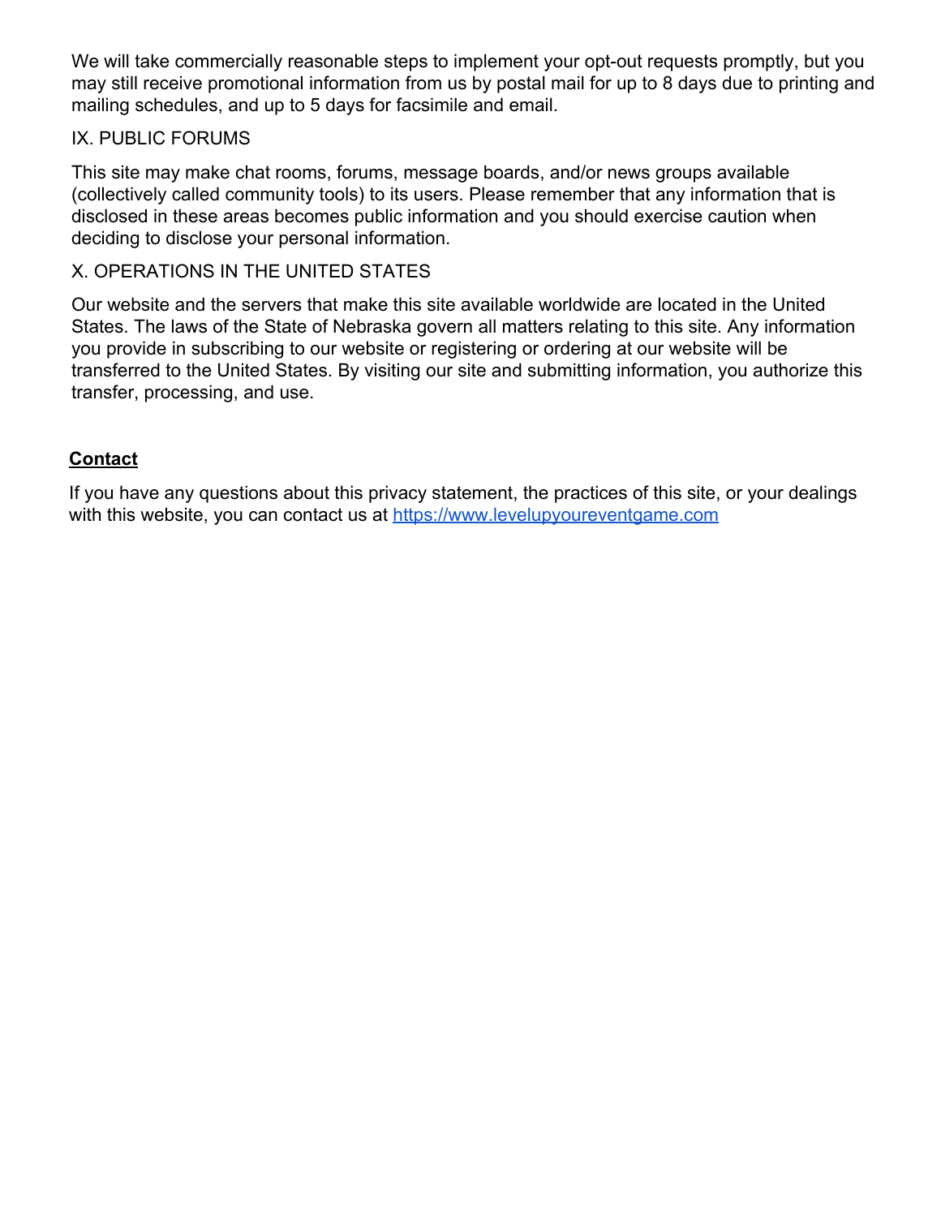We will take commercially reasonable steps to implement your opt-out requests promptly, but you may still receive promotional information from us by postal mail for up to 8 days due to printing and mailing schedules, and up to 5 days for facsimile and email.

IX. PUBLIC FORUMS

This site may make chat rooms, forums, message boards, and/or news groups available (collectively called community tools) to its users. Please remember that any information that is disclosed in these areas becomes public information and you should exercise caution when deciding to disclose your personal information.

X. OPERATIONS IN THE UNITED STATES

Our website and the servers that make this site available worldwide are located in the United States. The laws of the State of Nebraska govern all matters relating to this site. Any information you provide in subscribing to our website or registering or ordering at our website will be transferred to the United States. By visiting our site and submitting information, you authorize this transfer, processing, and use.

## **Contact**

If you have any questions about this privacy statement, the practices of this site, or your dealings with this website, you can contact us at [https://www.levelupyoureventgame.com](https://www.levelupyoureventgame.com)